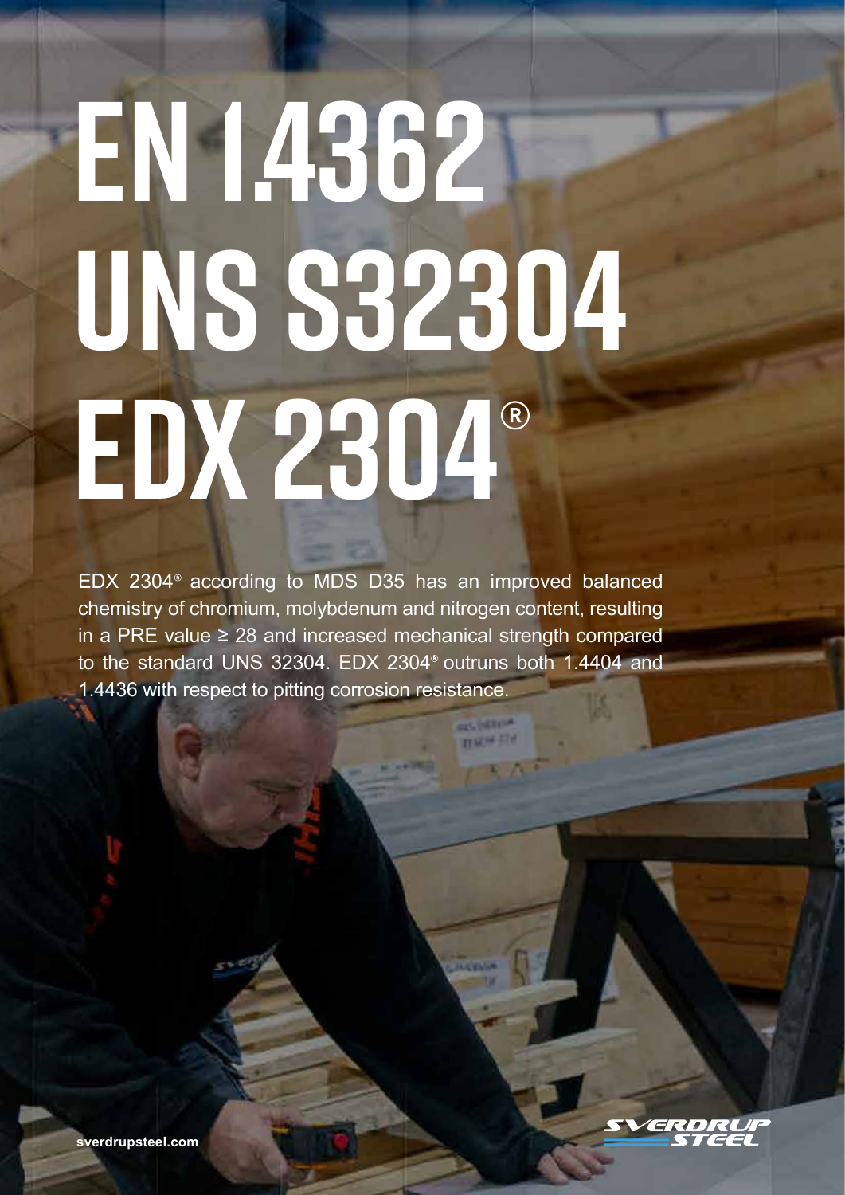# EN 1.4362
# UNS S32304
# EDX 2304®

EDX 2304® according to MDS D35 has an improved balanced chemistry of chromium, molybdenum and nitrogen content, resulting in a PRE value ≥ 28 and increased mechanical strength compared to the standard UNS 32304. EDX 2304® outruns both 1.4404 and 1.4436 with respect to pitting corrosion resistance.

sverdrupsteel.com

SVERDRUP STEEL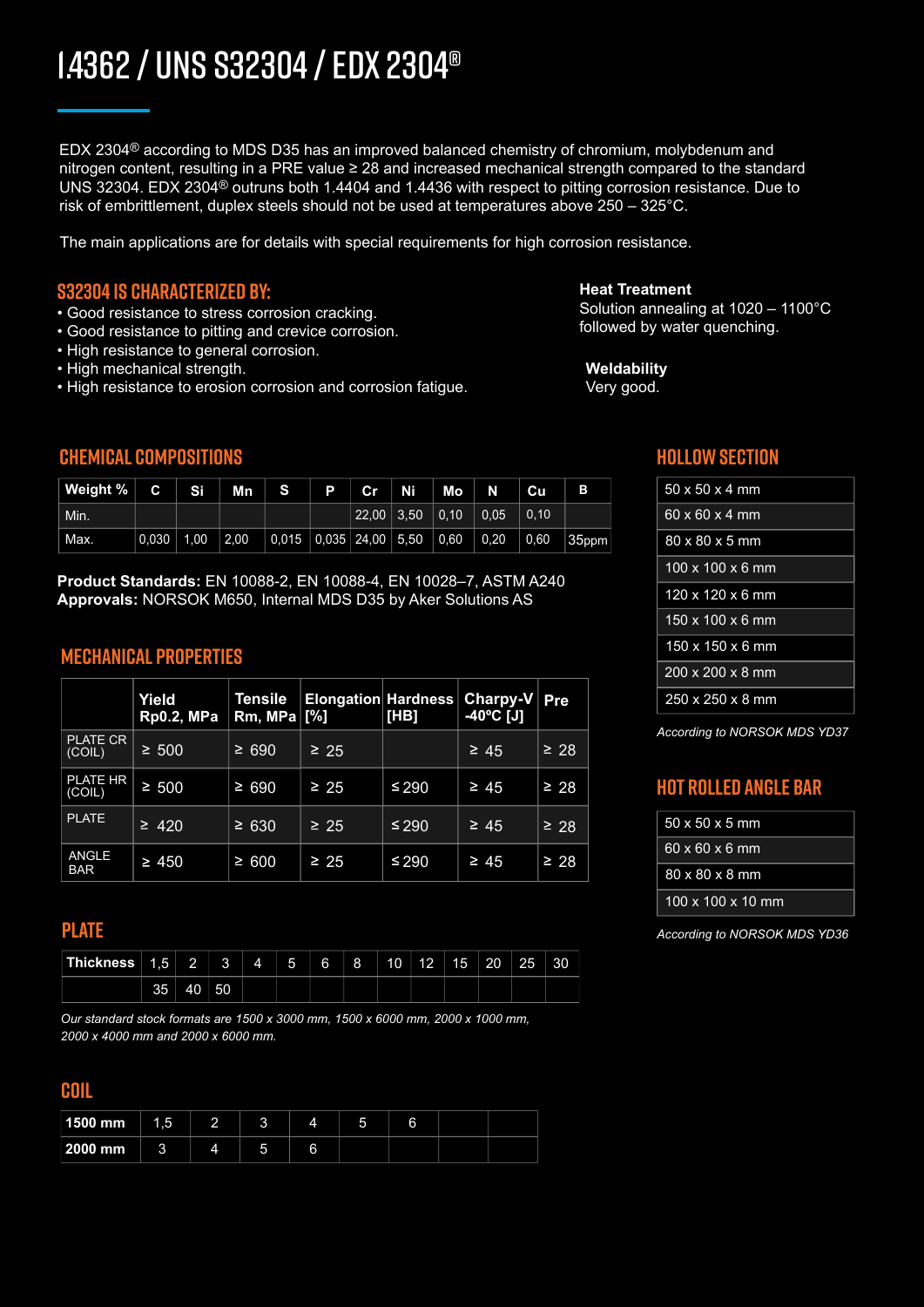# 1.4362 / UNS S32304 / EDX 2304®

EDX 2304® according to MDS D35 has an improved balanced chemistry of chromium, molybdenum and nitrogen content, resulting in a PRE value ≥ 28 and increased mechanical strength compared to the standard UNS 32304. EDX 2304® outruns both 1.4404 and 1.4436 with respect to pitting corrosion resistance. Due to risk of embrittlement, duplex steels should not be used at temperatures above 250 – 325°C.

The main applications are for details with special requirements for high corrosion resistance.

## S32304 IS CHARACTERIZED BY:

- Good resistance to stress corrosion cracking.
- Good resistance to pitting and crevice corrosion.
- High resistance to general corrosion.
- High mechanical strength.
- High resistance to erosion corrosion and corrosion fatigue.

**Heat Treatment**
Solution annealing at 1020 – 1100°C followed by water quenching.

**Weldability**
Very good.

## CHEMICAL COMPOSITIONS

| Weight % | C | Si | Mn | S | P | Cr | Ni | Mo | N | Cu | B |
|---|---|---|---|---|---|---|---|---|---|---|---|
| Min. | | | | | | 22,00 | 3,50 | 0,10 | 0,05 | 0,10 | |
| Max. | 0,030 | 1,00 | 2,00 | 0,015 | 0,035 | 24,00 | 5,50 | 0,60 | 0,20 | 0,60 | 35ppm |

**Product Standards:** EN 10088-2, EN 10088-4, EN 10028–7, ASTM A240
**Approvals:** NORSOK M650, Internal MDS D35 by Aker Solutions AS

## MECHANICAL PROPERTIES

| | Yield Rp0.2, MPa | Tensile Rm, MPa | Elongation [%] | Hardness [HB] | Charpy-V -40ºC [J] | Pre |
|---|---|---|---|---|---|---|
| PLATE CR (COIL) | ≥ 500 | ≥ 690 | ≥ 25 | | ≥ 45 | ≥ 28 |
| PLATE HR (COIL) | ≥ 500 | ≥ 690 | ≥ 25 | ≤ 290 | ≥ 45 | ≥ 28 |
| PLATE | ≥ 420 | ≥ 630 | ≥ 25 | ≤ 290 | ≥ 45 | ≥ 28 |
| ANGLE BAR | ≥ 450 | ≥ 600 | ≥ 25 | ≤ 290 | ≥ 45 | ≥ 28 |

## PLATE

| Thickness | 1,5 | 2 | 3 | 4 | 5 | 6 | 8 | 10 | 12 | 15 | 20 | 25 | 30 |
|---|---|---|---|---|---|---|---|---|---|---|---|---|---|
| | 35 | 40 | 50 | | | | | | | | | | |

*Our standard stock formats are 1500 x 3000 mm, 1500 x 6000 mm, 2000 x 1000 mm, 2000 x 4000 mm and 2000 x 6000 mm.*

## COIL

| 1500 mm | 1,5 | 2 | 3 | 4 | 5 | 6 | | |
|---|---|---|---|---|---|---|---|---|
| **2000 mm** | 3 | 4 | 5 | 6 | | | | |

## HOLLOW SECTION

| |
|---|
| 50 x 50 x 4 mm |
| 60 x 60 x 4 mm |
| 80 x 80 x 5 mm |
| 100 x 100 x 6 mm |
| 120 x 120 x 6 mm |
| 150 x 100 x 6 mm |
| 150 x 150 x 6 mm |
| 200 x 200 x 8 mm |
| 250 x 250 x 8 mm |

*According to NORSOK MDS YD37*

## HOT ROLLED ANGLE BAR

| |
|---|
| 50 x 50 x 5 mm |
| 60 x 60 x 6 mm |
| 80 x 80 x 8 mm |
| 100 x 100 x 10 mm |

*According to NORSOK MDS YD36*